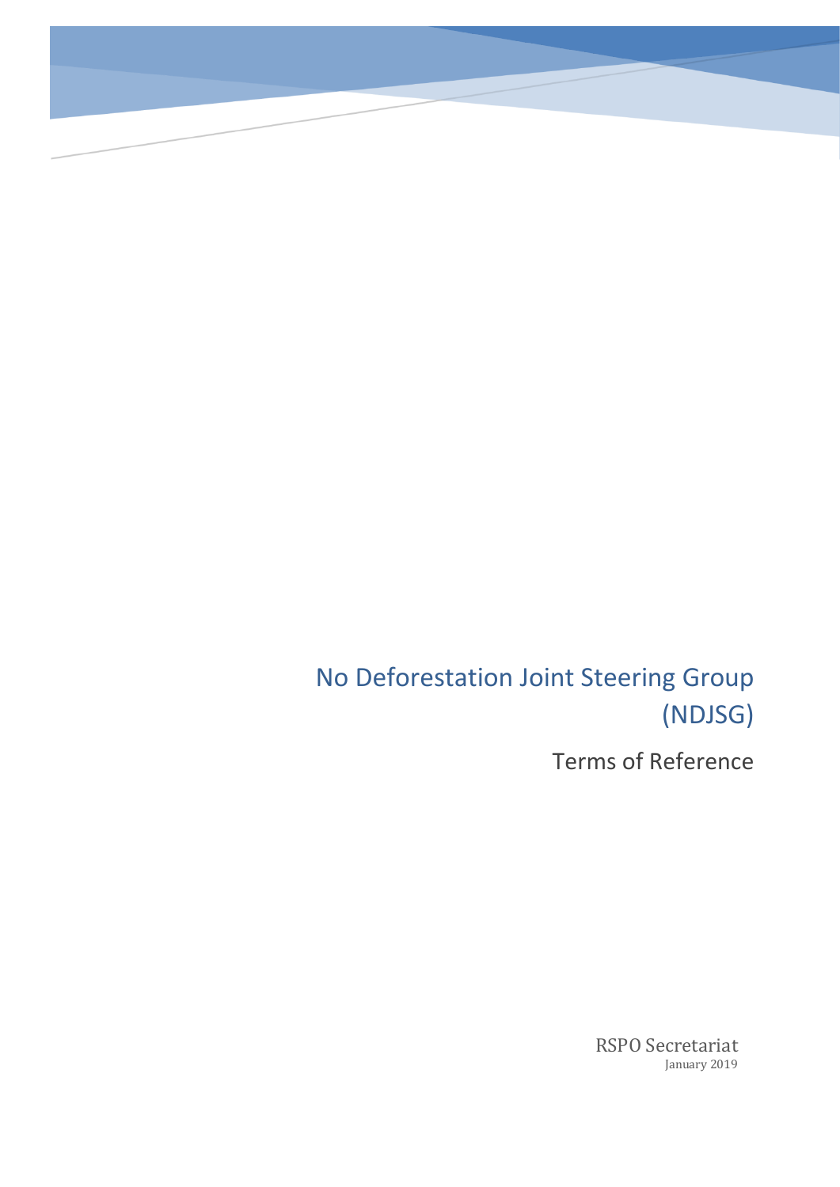# No Deforestation Joint Steering Group (NDJSG)

## Terms of Reference

RSPO Secretariat
January 2019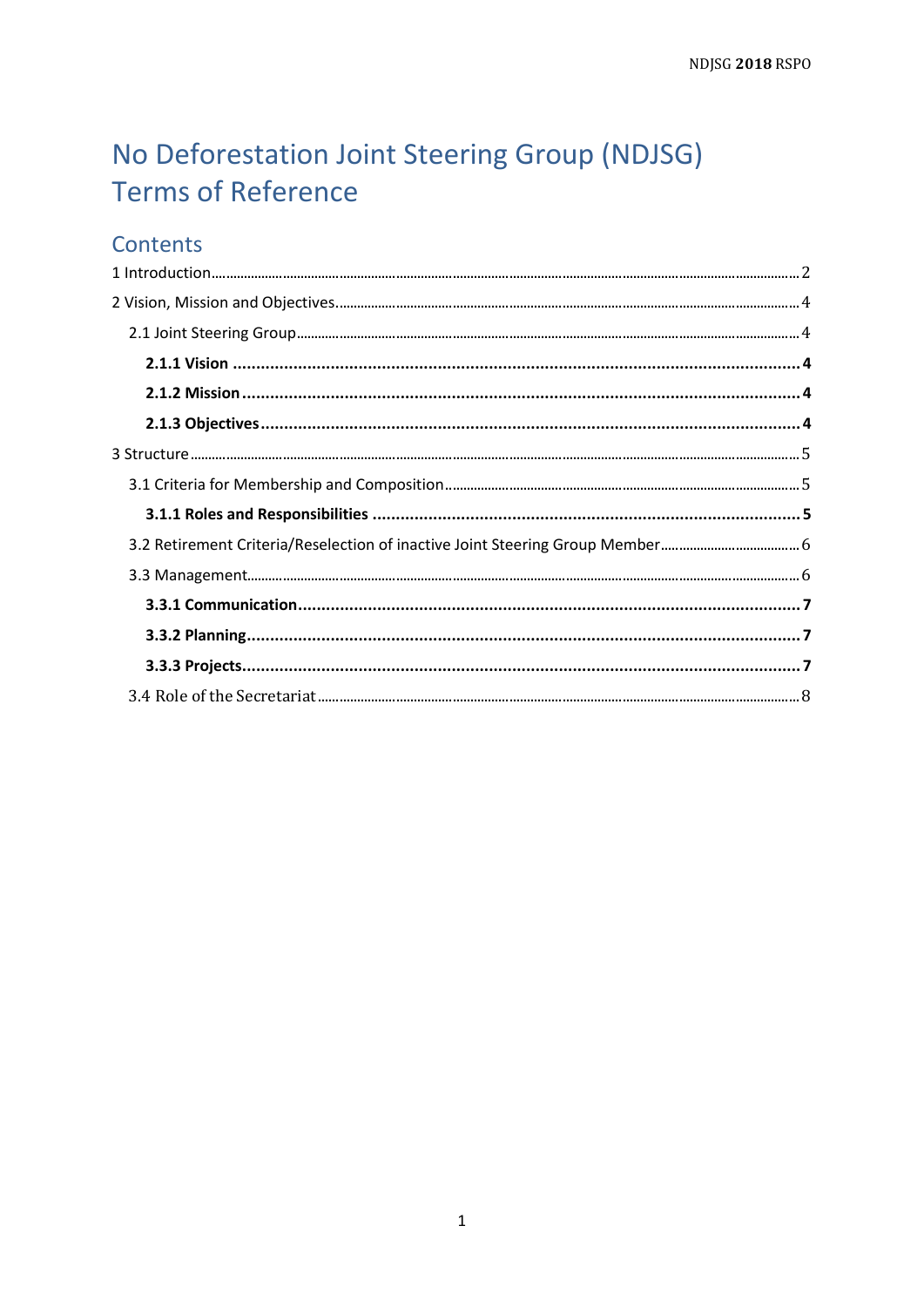# No Deforestation Joint Steering Group (NDJSG) Terms of Reference

## Contents

1 Introduction........................................................................................................................................2

2 Vision, Mission and Objectives.........................................................................................................4

  2.1 Joint Steering Group.....................................................................................................................4

    **2.1.1 Vision** ...........................................................................................................................**4**

    **2.1.2 Mission**..........................................................................................................................**4**

    **2.1.3 Objectives**.......................................................................................................................**4**

3 Structure..............................................................................................................................................5

  3.1 Criteria for Membership and Composition......................................................................................5

    **3.1.1 Roles and Responsibilities** ....................................................................................................**5**

  3.2 Retirement Criteria/Reselection of inactive Joint Steering Group Member.........................................6

  3.3 Management..................................................................................................................................6

    **3.3.1 Communication**.........................................................................................................................**7**

    **3.3.2 Planning**.....................................................................................................................................**7**

    **3.3.3 Projects**......................................................................................................................................**7**

  3.4 Role of the Secretariat......................................................................................................................8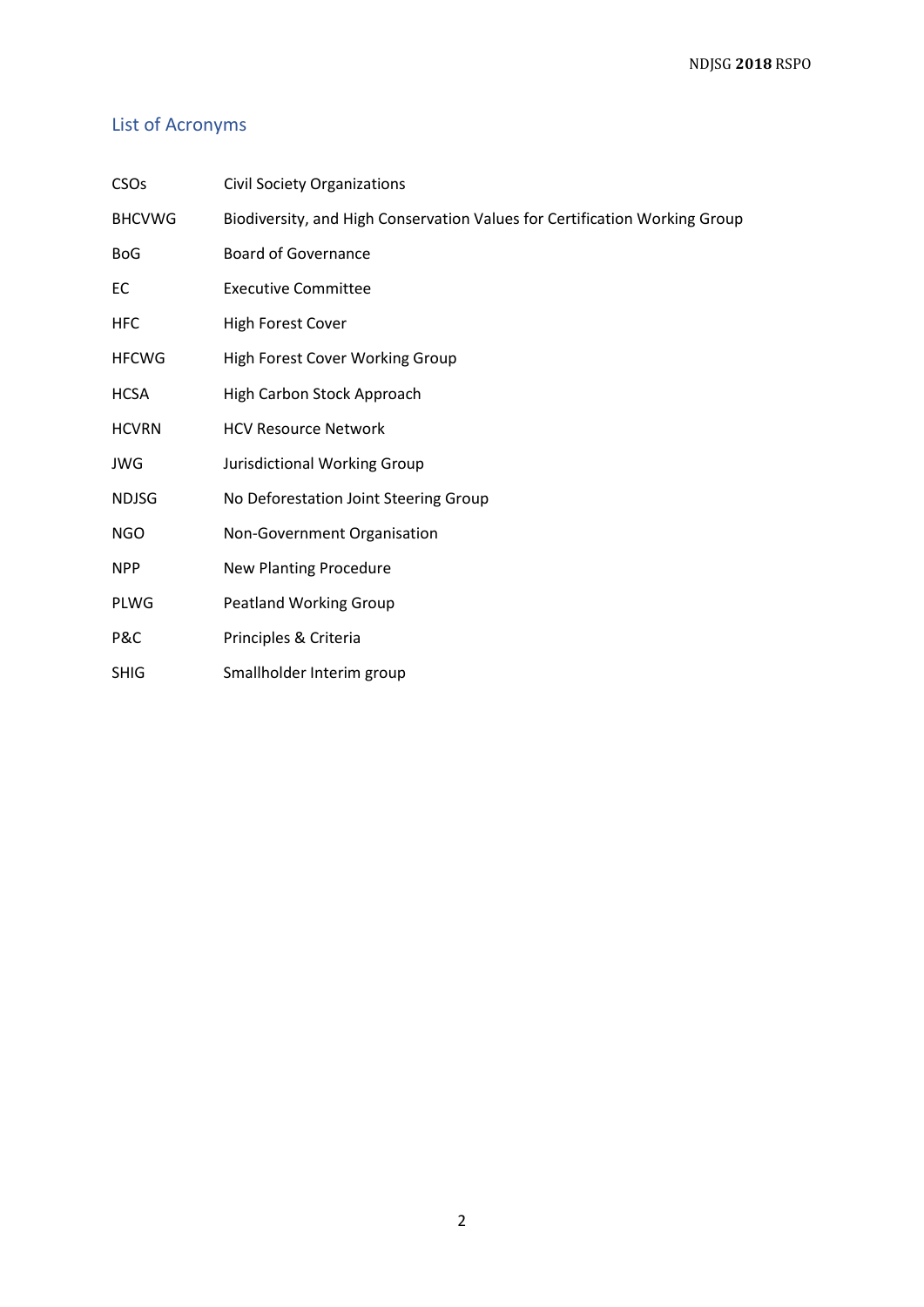## List of Acronyms

| | |
|---|---|
| CSOs | Civil Society Organizations |
| BHCVWG | Biodiversity, and High Conservation Values for Certification Working Group |
| BoG | Board of Governance |
| EC | Executive Committee |
| HFC | High Forest Cover |
| HFCWG | High Forest Cover Working Group |
| HCSA | High Carbon Stock Approach |
| HCVRN | HCV Resource Network |
| JWG | Jurisdictional Working Group |
| NDJSG | No Deforestation Joint Steering Group |
| NGO | Non-Government Organisation |
| NPP | New Planting Procedure |
| PLWG | Peatland Working Group |
| P&C | Principles & Criteria |
| SHIG | Smallholder Interim group |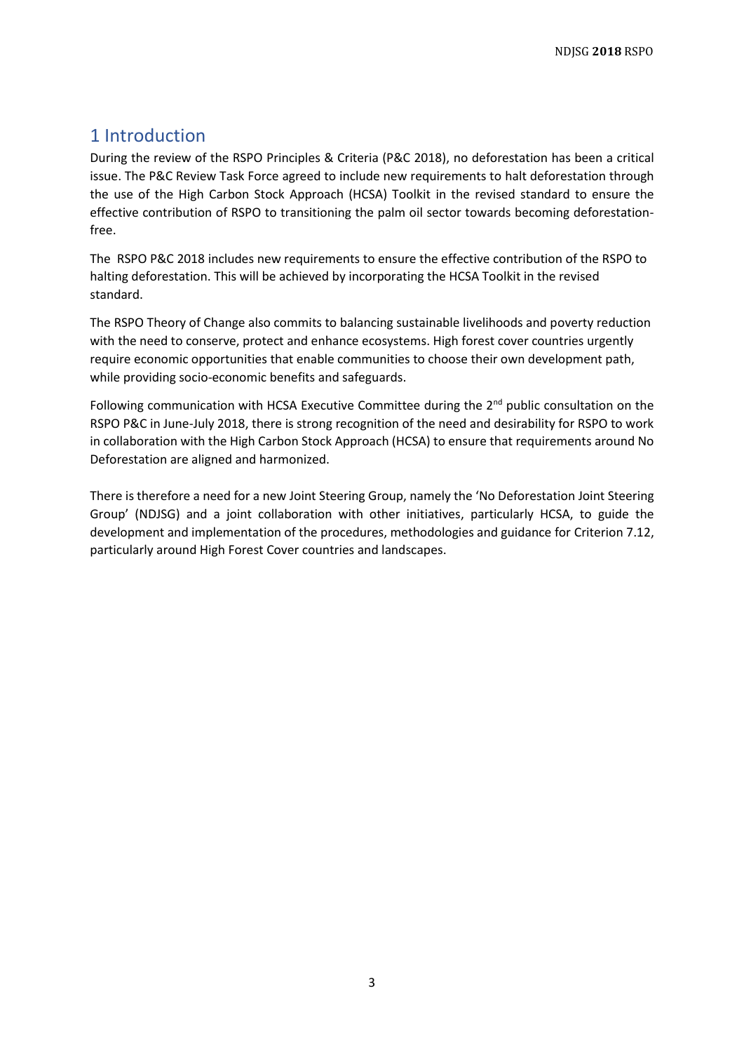# 1 Introduction

During the review of the RSPO Principles & Criteria (P&C 2018), no deforestation has been a critical issue. The P&C Review Task Force agreed to include new requirements to halt deforestation through the use of the High Carbon Stock Approach (HCSA) Toolkit in the revised standard to ensure the effective contribution of RSPO to transitioning the palm oil sector towards becoming deforestation-free.

The RSPO P&C 2018 includes new requirements to ensure the effective contribution of the RSPO to halting deforestation. This will be achieved by incorporating the HCSA Toolkit in the revised standard.

The RSPO Theory of Change also commits to balancing sustainable livelihoods and poverty reduction with the need to conserve, protect and enhance ecosystems. High forest cover countries urgently require economic opportunities that enable communities to choose their own development path, while providing socio-economic benefits and safeguards.

Following communication with HCSA Executive Committee during the 2nd public consultation on the RSPO P&C in June-July 2018, there is strong recognition of the need and desirability for RSPO to work in collaboration with the High Carbon Stock Approach (HCSA) to ensure that requirements around No Deforestation are aligned and harmonized.

There is therefore a need for a new Joint Steering Group, namely the 'No Deforestation Joint Steering Group' (NDJSG) and a joint collaboration with other initiatives, particularly HCSA, to guide the development and implementation of the procedures, methodologies and guidance for Criterion 7.12, particularly around High Forest Cover countries and landscapes.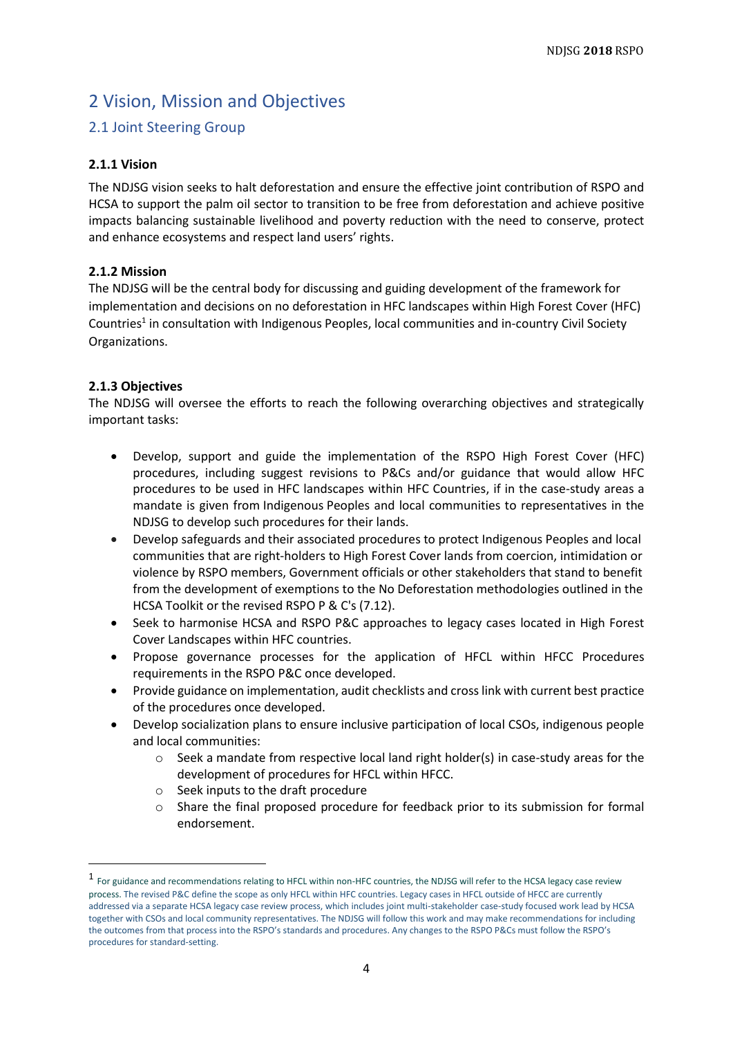# 2 Vision, Mission and Objectives

## 2.1 Joint Steering Group

### 2.1.1 Vision

The NDJSG vision seeks to halt deforestation and ensure the effective joint contribution of RSPO and HCSA to support the palm oil sector to transition to be free from deforestation and achieve positive impacts balancing sustainable livelihood and poverty reduction with the need to conserve, protect and enhance ecosystems and respect land users' rights.

### 2.1.2 Mission

The NDJSG will be the central body for discussing and guiding development of the framework for implementation and decisions on no deforestation in HFC landscapes within High Forest Cover (HFC) Countries[1] in consultation with Indigenous Peoples, local communities and in-country Civil Society Organizations.

### 2.1.3 Objectives

The NDJSG will oversee the efforts to reach the following overarching objectives and strategically important tasks:

- Develop, support and guide the implementation of the RSPO High Forest Cover (HFC) procedures, including suggest revisions to P&Cs and/or guidance that would allow HFC procedures to be used in HFC landscapes within HFC Countries, if in the case-study areas a mandate is given from Indigenous Peoples and local communities to representatives in the NDJSG to develop such procedures for their lands.
- Develop safeguards and their associated procedures to protect Indigenous Peoples and local communities that are right-holders to High Forest Cover lands from coercion, intimidation or violence by RSPO members, Government officials or other stakeholders that stand to benefit from the development of exemptions to the No Deforestation methodologies outlined in the HCSA Toolkit or the revised RSPO P & C's (7.12).
- Seek to harmonise HCSA and RSPO P&C approaches to legacy cases located in High Forest Cover Landscapes within HFC countries.
- Propose governance processes for the application of HFCL within HFCC Procedures requirements in the RSPO P&C once developed.
- Provide guidance on implementation, audit checklists and cross link with current best practice of the procedures once developed.
- Develop socialization plans to ensure inclusive participation of local CSOs, indigenous people and local communities:
  - Seek a mandate from respective local land right holder(s) in case-study areas for the development of procedures for HFCL within HFCC.
  - Seek inputs to the draft procedure
  - Share the final proposed procedure for feedback prior to its submission for formal endorsement.

---

[1] For guidance and recommendations relating to HFCL within non-HFC countries, the NDJSG will refer to the HCSA legacy case review process. The revised P&C define the scope as only HFCL within HFC countries. Legacy cases in HFCL outside of HFCC are currently addressed via a separate HCSA legacy case review process, which includes joint multi-stakeholder case-study focused work lead by HCSA together with CSOs and local community representatives. The NDJSG will follow this work and may make recommendations for including the outcomes from that process into the RSPO's standards and procedures. Any changes to the RSPO P&Cs must follow the RSPO's procedures for standard-setting.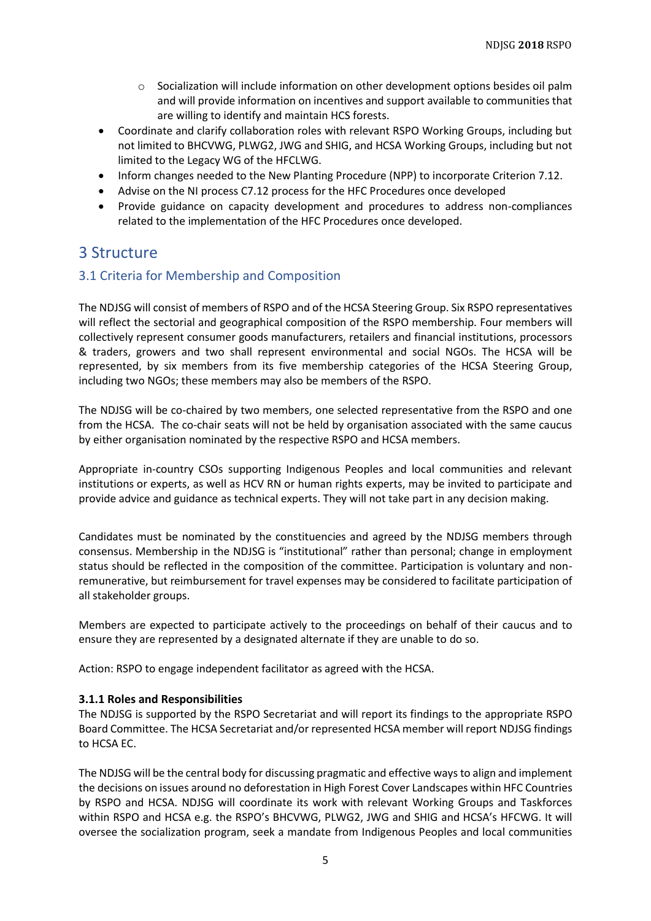- Socialization will include information on other development options besides oil palm and will provide information on incentives and support available to communities that are willing to identify and maintain HCS forests.
- Coordinate and clarify collaboration roles with relevant RSPO Working Groups, including but not limited to BHCVWG, PLWG2, JWG and SHIG, and HCSA Working Groups, including but not limited to the Legacy WG of the HFCLWG.
- Inform changes needed to the New Planting Procedure (NPP) to incorporate Criterion 7.12.
- Advise on the NI process C7.12 process for the HFC Procedures once developed
- Provide guidance on capacity development and procedures to address non-compliances related to the implementation of the HFC Procedures once developed.

# 3 Structure

## 3.1 Criteria for Membership and Composition

The NDJSG will consist of members of RSPO and of the HCSA Steering Group. Six RSPO representatives will reflect the sectorial and geographical composition of the RSPO membership. Four members will collectively represent consumer goods manufacturers, retailers and financial institutions, processors & traders, growers and two shall represent environmental and social NGOs. The HCSA will be represented, by six members from its five membership categories of the HCSA Steering Group, including two NGOs; these members may also be members of the RSPO.

The NDJSG will be co-chaired by two members, one selected representative from the RSPO and one from the HCSA. The co-chair seats will not be held by organisation associated with the same caucus by either organisation nominated by the respective RSPO and HCSA members.

Appropriate in-country CSOs supporting Indigenous Peoples and local communities and relevant institutions or experts, as well as HCV RN or human rights experts, may be invited to participate and provide advice and guidance as technical experts. They will not take part in any decision making.

Candidates must be nominated by the constituencies and agreed by the NDJSG members through consensus. Membership in the NDJSG is "institutional" rather than personal; change in employment status should be reflected in the composition of the committee. Participation is voluntary and non-remunerative, but reimbursement for travel expenses may be considered to facilitate participation of all stakeholder groups.

Members are expected to participate actively to the proceedings on behalf of their caucus and to ensure they are represented by a designated alternate if they are unable to do so.

Action: RSPO to engage independent facilitator as agreed with the HCSA.

### 3.1.1 Roles and Responsibilities

The NDJSG is supported by the RSPO Secretariat and will report its findings to the appropriate RSPO Board Committee. The HCSA Secretariat and/or represented HCSA member will report NDJSG findings to HCSA EC.

The NDJSG will be the central body for discussing pragmatic and effective ways to align and implement the decisions on issues around no deforestation in High Forest Cover Landscapes within HFC Countries by RSPO and HCSA. NDJSG will coordinate its work with relevant Working Groups and Taskforces within RSPO and HCSA e.g. the RSPO's BHCVWG, PLWG2, JWG and SHIG and HCSA's HFCWG. It will oversee the socialization program, seek a mandate from Indigenous Peoples and local communities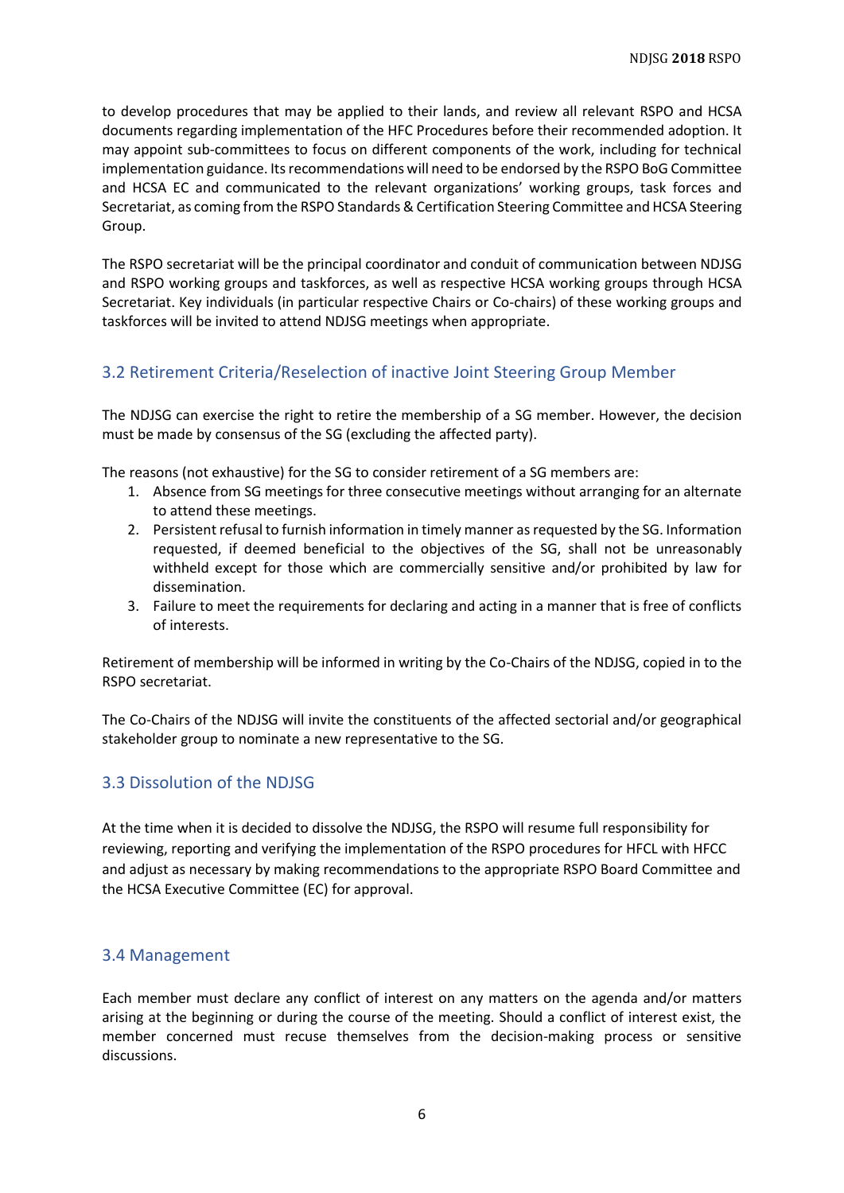to develop procedures that may be applied to their lands, and review all relevant RSPO and HCSA documents regarding implementation of the HFC Procedures before their recommended adoption. It may appoint sub-committees to focus on different components of the work, including for technical implementation guidance. Its recommendations will need to be endorsed by the RSPO BoG Committee and HCSA EC and communicated to the relevant organizations' working groups, task forces and Secretariat, as coming from the RSPO Standards & Certification Steering Committee and HCSA Steering Group.

The RSPO secretariat will be the principal coordinator and conduit of communication between NDJSG and RSPO working groups and taskforces, as well as respective HCSA working groups through HCSA Secretariat. Key individuals (in particular respective Chairs or Co-chairs) of these working groups and taskforces will be invited to attend NDJSG meetings when appropriate.

## 3.2 Retirement Criteria/Reselection of inactive Joint Steering Group Member

The NDJSG can exercise the right to retire the membership of a SG member. However, the decision must be made by consensus of the SG (excluding the affected party).

The reasons (not exhaustive) for the SG to consider retirement of a SG members are:

1. Absence from SG meetings for three consecutive meetings without arranging for an alternate to attend these meetings.
2. Persistent refusal to furnish information in timely manner as requested by the SG. Information requested, if deemed beneficial to the objectives of the SG, shall not be unreasonably withheld except for those which are commercially sensitive and/or prohibited by law for dissemination.
3. Failure to meet the requirements for declaring and acting in a manner that is free of conflicts of interests.

Retirement of membership will be informed in writing by the Co-Chairs of the NDJSG, copied in to the RSPO secretariat.

The Co-Chairs of the NDJSG will invite the constituents of the affected sectorial and/or geographical stakeholder group to nominate a new representative to the SG.

## 3.3 Dissolution of the NDJSG

At the time when it is decided to dissolve the NDJSG, the RSPO will resume full responsibility for reviewing, reporting and verifying the implementation of the RSPO procedures for HFCL with HFCC and adjust as necessary by making recommendations to the appropriate RSPO Board Committee and the HCSA Executive Committee (EC) for approval.

## 3.4 Management

Each member must declare any conflict of interest on any matters on the agenda and/or matters arising at the beginning or during the course of the meeting. Should a conflict of interest exist, the member concerned must recuse themselves from the decision-making process or sensitive discussions.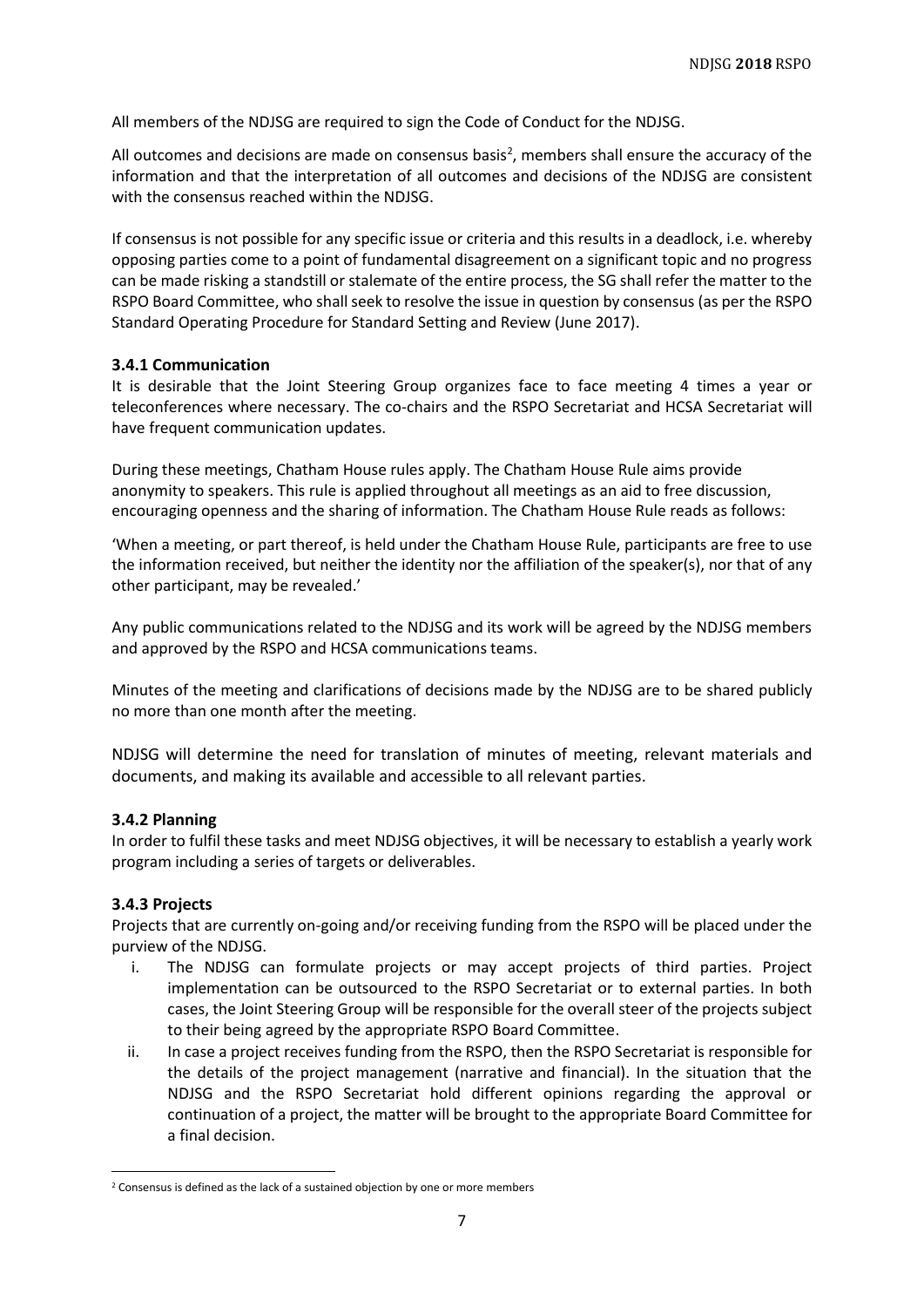All members of the NDJSG are required to sign the Code of Conduct for the NDJSG.

All outcomes and decisions are made on consensus basis[2], members shall ensure the accuracy of the information and that the interpretation of all outcomes and decisions of the NDJSG are consistent with the consensus reached within the NDJSG.

If consensus is not possible for any specific issue or criteria and this results in a deadlock, i.e. whereby opposing parties come to a point of fundamental disagreement on a significant topic and no progress can be made risking a standstill or stalemate of the entire process, the SG shall refer the matter to the RSPO Board Committee, who shall seek to resolve the issue in question by consensus (as per the RSPO Standard Operating Procedure for Standard Setting and Review (June 2017).

### 3.4.1 Communication

It is desirable that the Joint Steering Group organizes face to face meeting 4 times a year or teleconferences where necessary. The co-chairs and the RSPO Secretariat and HCSA Secretariat will have frequent communication updates.

During these meetings, Chatham House rules apply. The Chatham House Rule aims provide anonymity to speakers. This rule is applied throughout all meetings as an aid to free discussion, encouraging openness and the sharing of information. The Chatham House Rule reads as follows:

'When a meeting, or part thereof, is held under the Chatham House Rule, participants are free to use the information received, but neither the identity nor the affiliation of the speaker(s), nor that of any other participant, may be revealed.'

Any public communications related to the NDJSG and its work will be agreed by the NDJSG members and approved by the RSPO and HCSA communications teams.

Minutes of the meeting and clarifications of decisions made by the NDJSG are to be shared publicly no more than one month after the meeting.

NDJSG will determine the need for translation of minutes of meeting, relevant materials and documents, and making its available and accessible to all relevant parties.

### 3.4.2 Planning

In order to fulfil these tasks and meet NDJSG objectives, it will be necessary to establish a yearly work program including a series of targets or deliverables.

### 3.4.3 Projects

Projects that are currently on-going and/or receiving funding from the RSPO will be placed under the purview of the NDJSG.

i. The NDJSG can formulate projects or may accept projects of third parties. Project implementation can be outsourced to the RSPO Secretariat or to external parties. In both cases, the Joint Steering Group will be responsible for the overall steer of the projects subject to their being agreed by the appropriate RSPO Board Committee.
ii. In case a project receives funding from the RSPO, then the RSPO Secretariat is responsible for the details of the project management (narrative and financial). In the situation that the NDJSG and the RSPO Secretariat hold different opinions regarding the approval or continuation of a project, the matter will be brought to the appropriate Board Committee for a final decision.

[2] Consensus is defined as the lack of a sustained objection by one or more members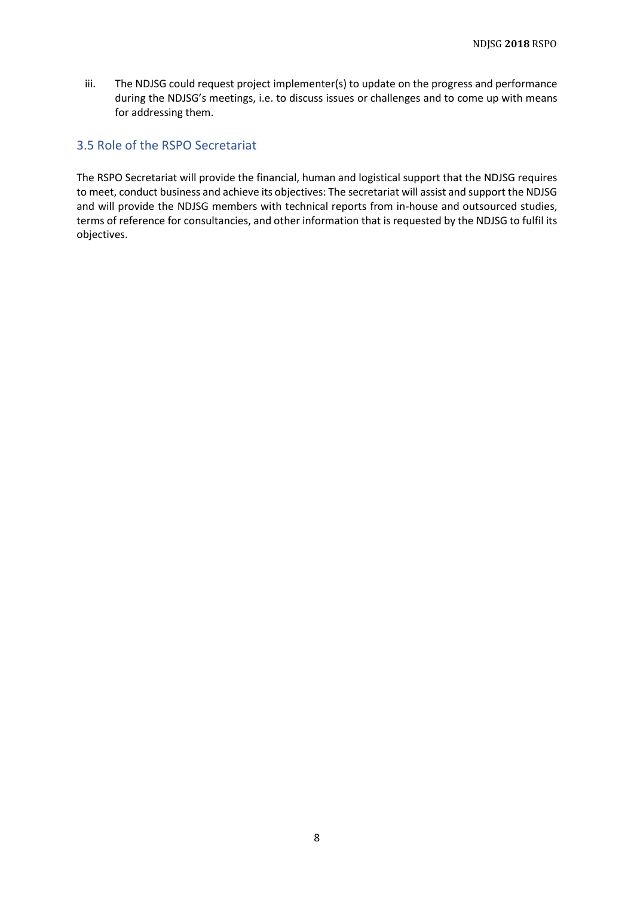iii. The NDJSG could request project implementer(s) to update on the progress and performance during the NDJSG's meetings, i.e. to discuss issues or challenges and to come up with means for addressing them.

## 3.5 Role of the RSPO Secretariat

The RSPO Secretariat will provide the financial, human and logistical support that the NDJSG requires to meet, conduct business and achieve its objectives: The secretariat will assist and support the NDJSG and will provide the NDJSG members with technical reports from in-house and outsourced studies, terms of reference for consultancies, and other information that is requested by the NDJSG to fulfil its objectives.